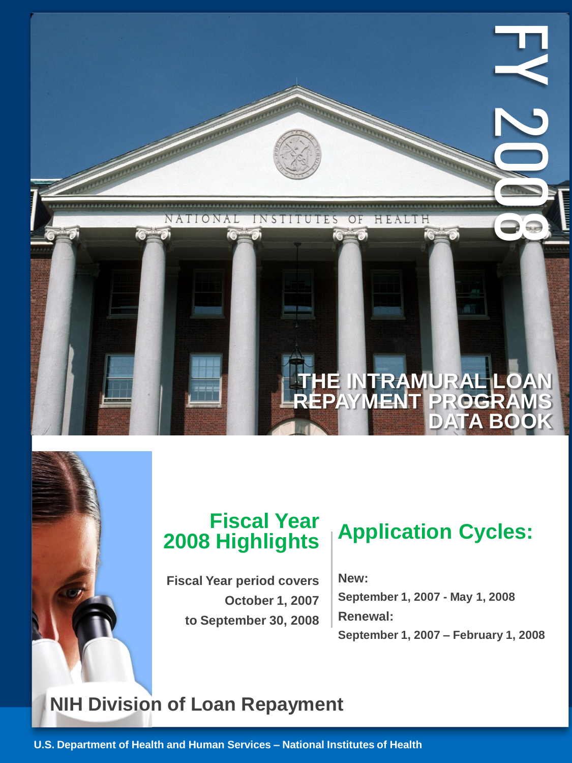# FY 2008

# THE INTRAMURAL LOAN REPAYMENT PROGRAMS DATA BOOK

## Fiscal Year 2008 Highlights

**Fiscal Year period covers October 1, 2007 to September 30, 2008**

## Application Cycles:

**New:**

**September 1, 2007 - May 1, 2008**

**Renewal:**

**September 1, 2007 – February 1, 2008**

## NIH Division of Loan Repayment

**U.S. Department of Health and Human Services – National Institutes of Health**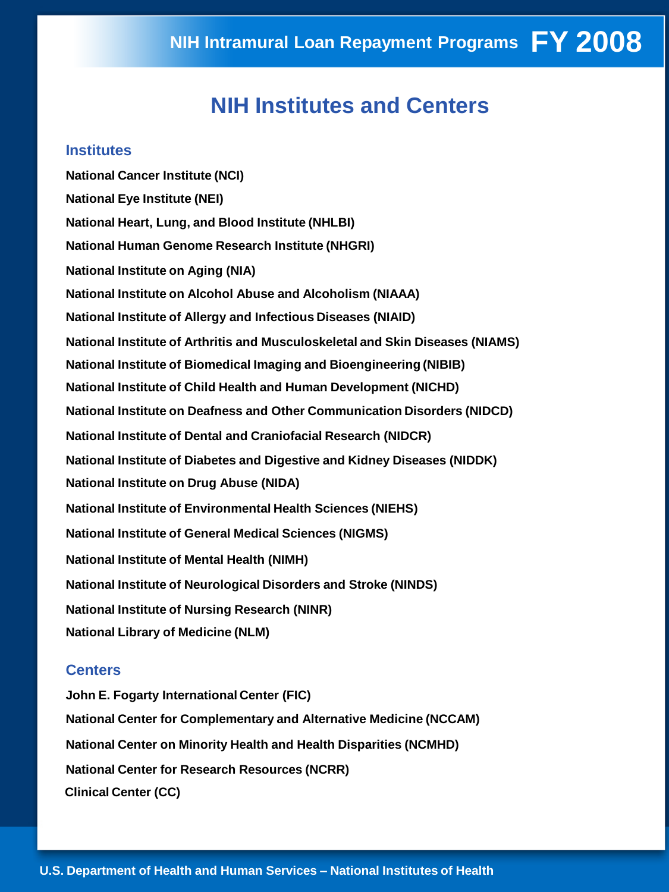# NIH Institutes and Centers

## Institutes

**National Cancer Institute (NCI)**

**National Eye Institute (NEI)**

**National Heart, Lung, and Blood Institute (NHLBI)**

**National Human Genome Research Institute (NHGRI)**

**National Institute on Aging (NIA)**

**National Institute on Alcohol Abuse and Alcoholism (NIAAA)**

**National Institute of Allergy and Infectious Diseases (NIAID)**

**National Institute of Arthritis and Musculoskeletal and Skin Diseases (NIAMS)**

**National Institute of Biomedical Imaging and Bioengineering (NIBIB)**

**National Institute of Child Health and Human Development (NICHD)**

**National Institute on Deafness and Other Communication Disorders (NIDCD)**

**National Institute of Dental and Craniofacial Research (NIDCR)**

**National Institute of Diabetes and Digestive and Kidney Diseases (NIDDK)**

**National Institute on Drug Abuse (NIDA)**

**National Institute of Environmental Health Sciences (NIEHS)**

**National Institute of General Medical Sciences (NIGMS)**

**National Institute of Mental Health (NIMH)**

**National Institute of Neurological Disorders and Stroke (NINDS)**

**National Institute of Nursing Research (NINR)**

**National Library of Medicine (NLM)**

## Centers

**John E. Fogarty International Center (FIC)**

**National Center for Complementary and Alternative Medicine (NCCAM)**

**National Center on Minority Health and Health Disparities (NCMHD)**

**National Center for Research Resources (NCRR)**

**Clinical Center (CC)**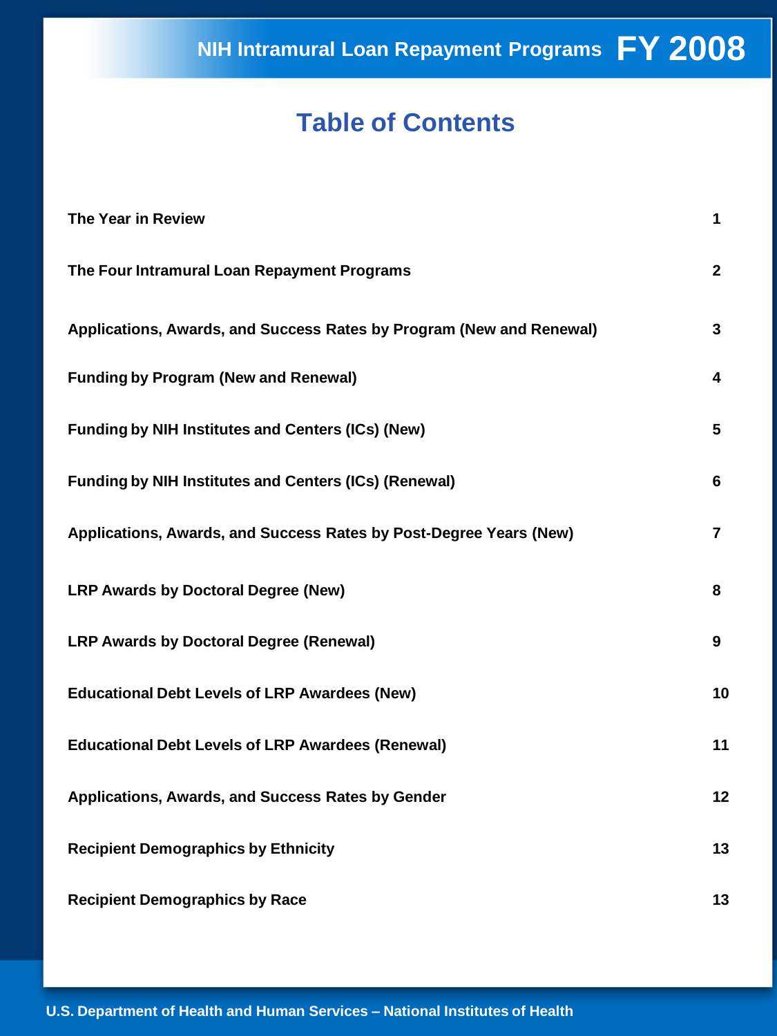# Table of Contents

| | |
|---|---|
| **The Year in Review** | **1** |
| **The Four Intramural Loan Repayment Programs** | **2** |
| **Applications, Awards, and Success Rates by Program (New and Renewal)** | **3** |
| **Funding by Program (New and Renewal)** | **4** |
| **Funding by NIH Institutes and Centers (ICs) (New)** | **5** |
| **Funding by NIH Institutes and Centers (ICs) (Renewal)** | **6** |
| **Applications, Awards, and Success Rates by Post-Degree Years (New)** | **7** |
| **LRP Awards by Doctoral Degree (New)** | **8** |
| **LRP Awards by Doctoral Degree (Renewal)** | **9** |
| **Educational Debt Levels of LRP Awardees (New)** | **10** |
| **Educational Debt Levels of LRP Awardees (Renewal)** | **11** |
| **Applications, Awards, and Success Rates by Gender** | **12** |
| **Recipient Demographics by Ethnicity** | **13** |
| **Recipient Demographics by Race** | **13** |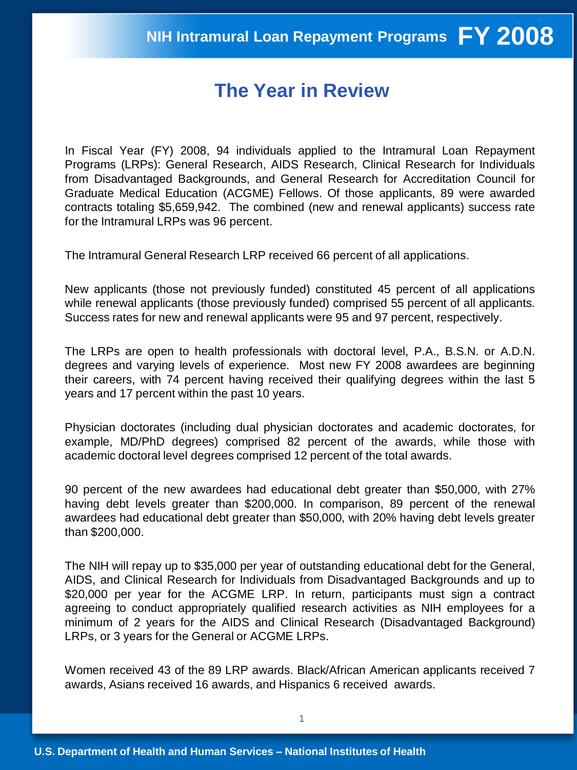# The Year in Review

In Fiscal Year (FY) 2008, 94 individuals applied to the Intramural Loan Repayment Programs (LRPs): General Research, AIDS Research, Clinical Research for Individuals from Disadvantaged Backgrounds, and General Research for Accreditation Council for Graduate Medical Education (ACGME) Fellows. Of those applicants, 89 were awarded contracts totaling $5,659,942. The combined (new and renewal applicants) success rate for the Intramural LRPs was 96 percent.

The Intramural General Research LRP received 66 percent of all applications.

New applicants (those not previously funded) constituted 45 percent of all applications while renewal applicants (those previously funded) comprised 55 percent of all applicants. Success rates for new and renewal applicants were 95 and 97 percent, respectively.

The LRPs are open to health professionals with doctoral level, P.A., B.S.N. or A.D.N. degrees and varying levels of experience. Most new FY 2008 awardees are beginning their careers, with 74 percent having received their qualifying degrees within the last 5 years and 17 percent within the past 10 years.

Physician doctorates (including dual physician doctorates and academic doctorates, for example, MD/PhD degrees) comprised 82 percent of the awards, while those with academic doctoral level degrees comprised 12 percent of the total awards.

90 percent of the new awardees had educational debt greater than $50,000, with 27% having debt levels greater than $200,000. In comparison, 89 percent of the renewal awardees had educational debt greater than $50,000, with 20% having debt levels greater than $200,000.

The NIH will repay up to $35,000 per year of outstanding educational debt for the General, AIDS, and Clinical Research for Individuals from Disadvantaged Backgrounds and up to $20,000 per year for the ACGME LRP. In return, participants must sign a contract agreeing to conduct appropriately qualified research activities as NIH employees for a minimum of 2 years for the AIDS and Clinical Research (Disadvantaged Background) LRPs, or 3 years for the General or ACGME LRPs.

Women received 43 of the 89 LRP awards. Black/African American applicants received 7 awards, Asians received 16 awards, and Hispanics 6 received awards.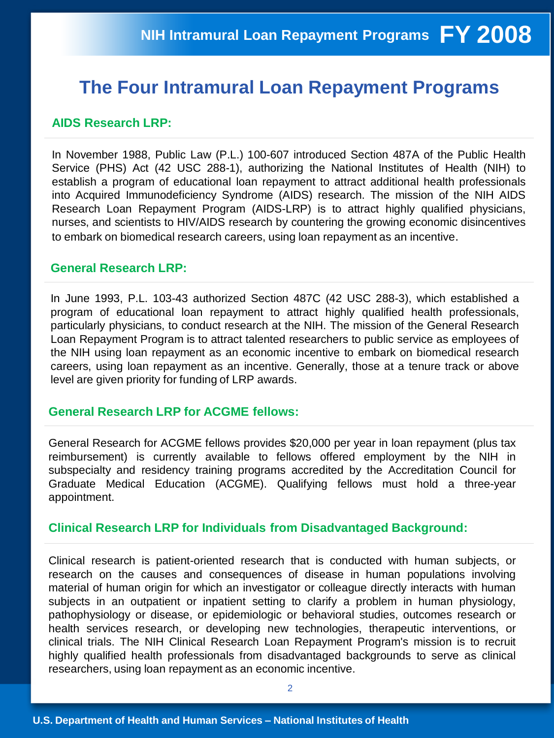# The Four Intramural Loan Repayment Programs

## AIDS Research LRP:

In November 1988, Public Law (P.L.) 100-607 introduced Section 487A of the Public Health Service (PHS) Act (42 USC 288-1), authorizing the National Institutes of Health (NIH) to establish a program of educational loan repayment to attract additional health professionals into Acquired Immunodeficiency Syndrome (AIDS) research. The mission of the NIH AIDS Research Loan Repayment Program (AIDS-LRP) is to attract highly qualified physicians, nurses, and scientists to HIV/AIDS research by countering the growing economic disincentives to embark on biomedical research careers, using loan repayment as an incentive.

## General Research LRP:

In June 1993, P.L. 103-43 authorized Section 487C (42 USC 288-3), which established a program of educational loan repayment to attract highly qualified health professionals, particularly physicians, to conduct research at the NIH. The mission of the General Research Loan Repayment Program is to attract talented researchers to public service as employees of the NIH using loan repayment as an economic incentive to embark on biomedical research careers, using loan repayment as an incentive. Generally, those at a tenure track or above level are given priority for funding of LRP awards.

## General Research LRP for ACGME fellows:

General Research for ACGME fellows provides $20,000 per year in loan repayment (plus tax reimbursement) is currently available to fellows offered employment by the NIH in subspecialty and residency training programs accredited by the Accreditation Council for Graduate Medical Education (ACGME). Qualifying fellows must hold a three-year appointment.

## Clinical Research LRP for Individuals from Disadvantaged Background:

Clinical research is patient-oriented research that is conducted with human subjects, or research on the causes and consequences of disease in human populations involving material of human origin for which an investigator or colleague directly interacts with human subjects in an outpatient or inpatient setting to clarify a problem in human physiology, pathophysiology or disease, or epidemiologic or behavioral studies, outcomes research or health services research, or developing new technologies, therapeutic interventions, or clinical trials. The NIH Clinical Research Loan Repayment Program's mission is to recruit highly qualified health professionals from disadvantaged backgrounds to serve as clinical researchers, using loan repayment as an economic incentive.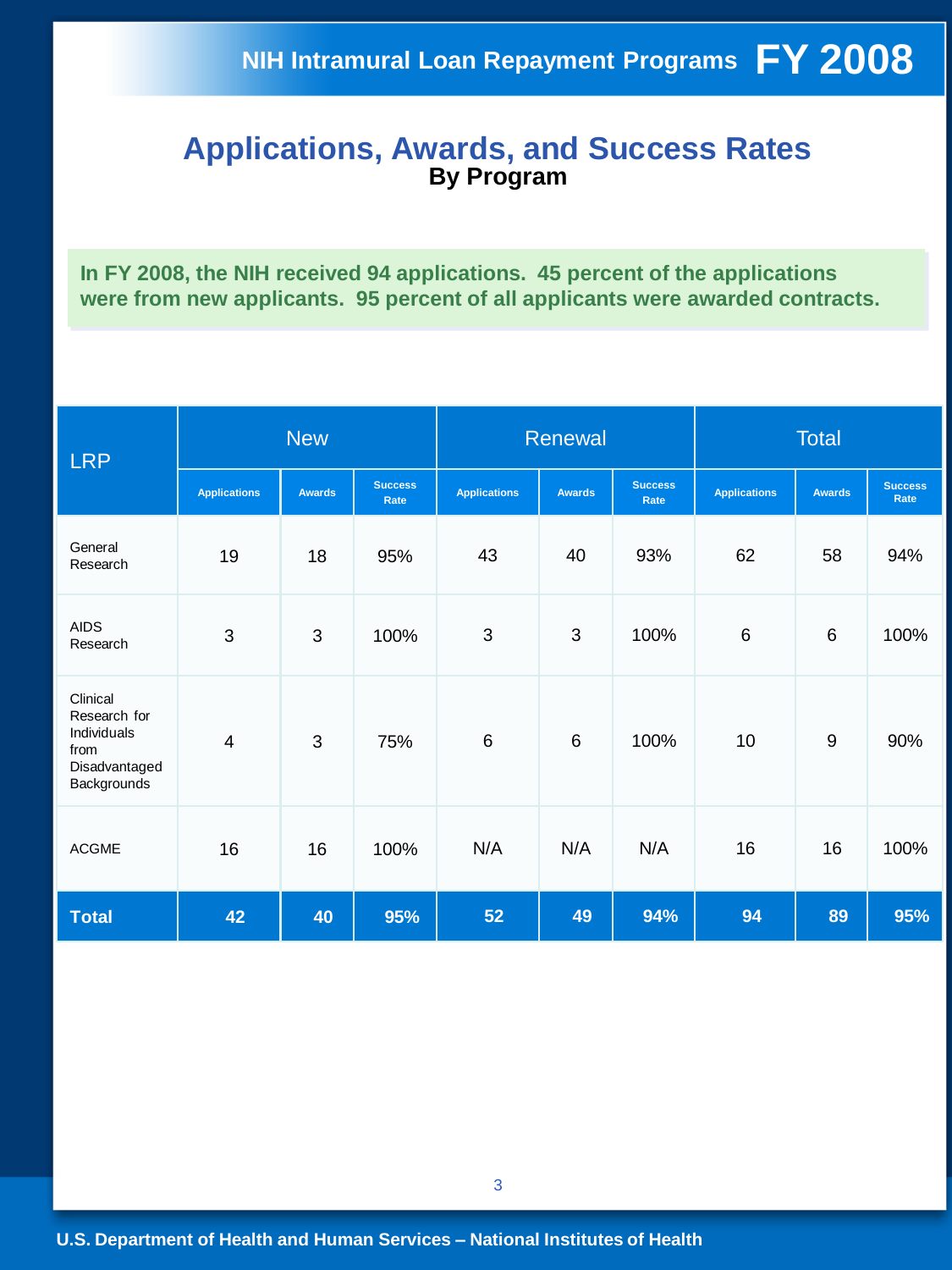# Applications, Awards, and Success Rates

## By Program

**In FY 2008, the NIH received 94 applications. 45 percent of the applications were from new applicants. 95 percent of all applicants were awarded contracts.**

| LRP | New | | | Renewal | | | Total | | |
|---|---|---|---|---|---|---|---|---|---|
| | Applications | Awards | Success Rate | Applications | Awards | Success Rate | Applications | Awards | Success Rate |
| General Research | 19 | 18 | 95% | 43 | 40 | 93% | 62 | 58 | 94% |
| AIDS Research | 3 | 3 | 100% | 3 | 3 | 100% | 6 | 6 | 100% |
| Clinical Research for Individuals from Disadvantaged Backgrounds | 4 | 3 | 75% | 6 | 6 | 100% | 10 | 9 | 90% |
| ACGME | 16 | 16 | 100% | N/A | N/A | N/A | 16 | 16 | 100% |
| **Total** | **42** | **40** | **95%** | **52** | **49** | **94%** | **94** | **89** | **95%** |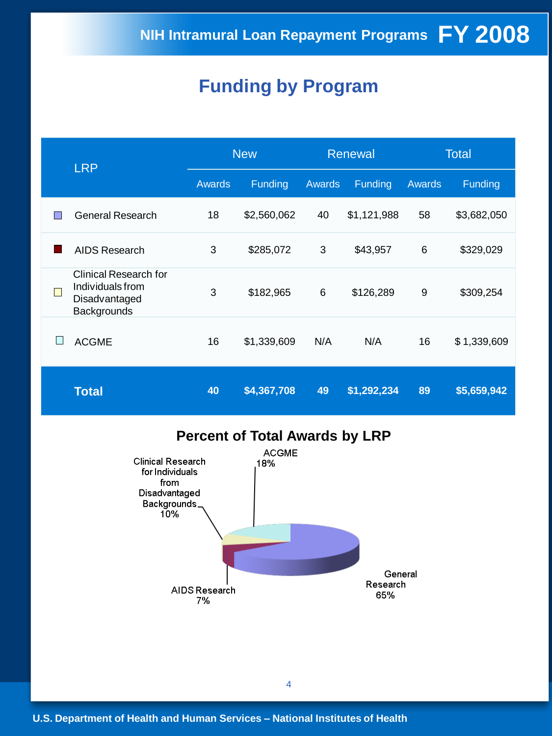# NIH Intramural Loan Repayment Programs FY 2008

## Funding by Program

| LRP | New | | Renewal | | Total | |
|---|---|---|---|---|---|---|
| | Awards | Funding | Awards | Funding | Awards | Funding |
| General Research | 18 | $2,560,062 | 40 | $1,121,988 | 58 | $3,682,050 |
| AIDS Research | 3 | $285,072 | 3 | $43,957 | 6 | $329,029 |
| Clinical Research for Individuals from Disadvantaged Backgrounds | 3 | $182,965 | 6 | $126,289 | 9 | $309,254 |
| ACGME | 16 | $1,339,609 | N/A | N/A | 16 | $ 1,339,609 |
| **Total** | **40** | **$4,367,708** | **49** | **$1,292,234** | **89** | **$5,659,942** |

### Percent of Total Awards by LRP

- General Research 65%
- ACGME 18%
- Clinical Research for Individuals from Disadvantaged Backgrounds 10%
- AIDS Research 7%

U.S. Department of Health and Human Services – National Institutes of Health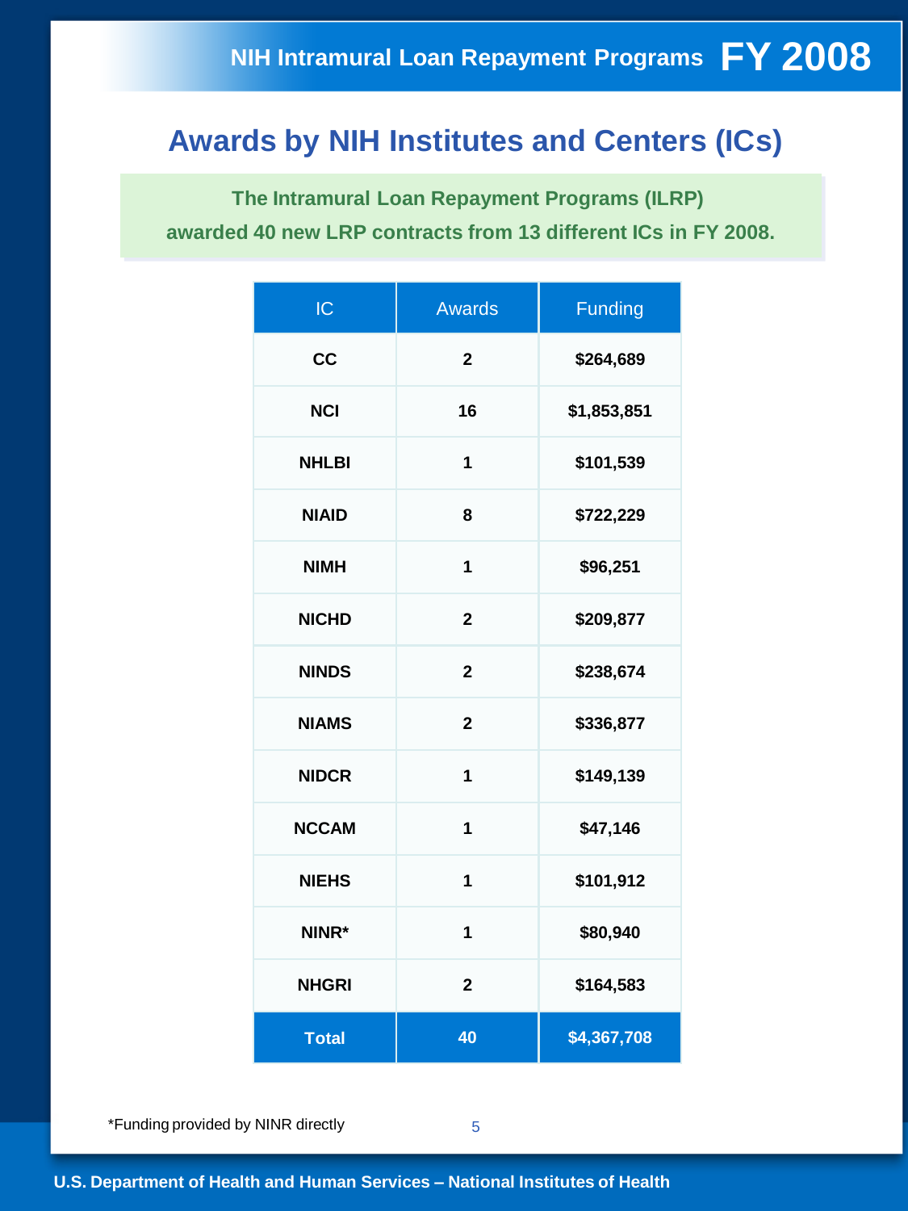## Awards by NIH Institutes and Centers (ICs)

**The Intramural Loan Repayment Programs (ILRP) awarded 40 new LRP contracts from 13 different ICs in FY 2008.**

| IC | Awards | Funding |
|---|---|---|
| **CC** | **2** | **$264,689** |
| **NCI** | **16** | **$1,853,851** |
| **NHLBI** | **1** | **$101,539** |
| **NIAID** | **8** | **$722,229** |
| **NIMH** | **1** | **$96,251** |
| **NICHD** | **2** | **$209,877** |
| **NINDS** | **2** | **$238,674** |
| **NIAMS** | **2** | **$336,877** |
| **NIDCR** | **1** | **$149,139** |
| **NCCAM** | **1** | **$47,146** |
| **NIEHS** | **1** | **$101,912** |
| **NINR*** | **1** | **$80,940** |
| **NHGRI** | **2** | **$164,583** |
| **Total** | **40** | **$4,367,708** |

*Funding provided by NINR directly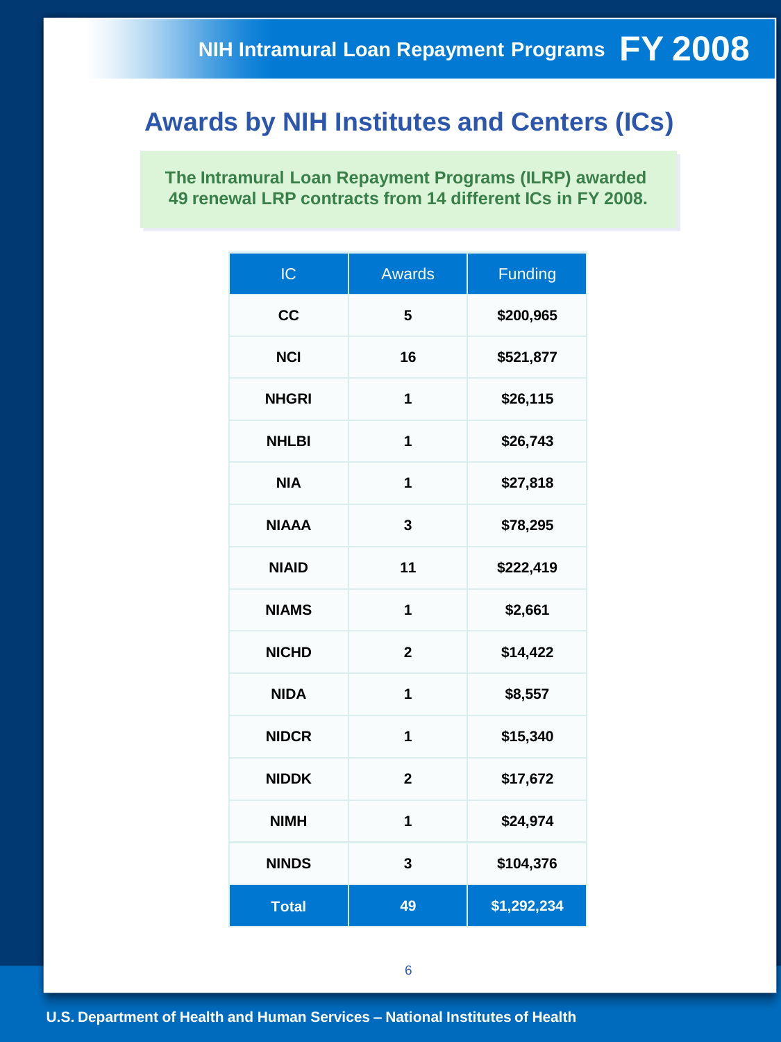## Awards by NIH Institutes and Centers (ICs)

**The Intramural Loan Repayment Programs (ILRP) awarded 49 renewal LRP contracts from 14 different ICs in FY 2008.**

| IC | Awards | Funding |
|---|---|---|
| **CC** | **5** | **$200,965** |
| **NCI** | **16** | **$521,877** |
| **NHGRI** | **1** | **$26,115** |
| **NHLBI** | **1** | **$26,743** |
| **NIA** | **1** | **$27,818** |
| **NIAAA** | **3** | **$78,295** |
| **NIAID** | **11** | **$222,419** |
| **NIAMS** | **1** | **$2,661** |
| **NICHD** | **2** | **$14,422** |
| **NIDA** | **1** | **$8,557** |
| **NIDCR** | **1** | **$15,340** |
| **NIDDK** | **2** | **$17,672** |
| **NIMH** | **1** | **$24,974** |
| **NINDS** | **3** | **$104,376** |
| **Total** | **49** | **$1,292,234** |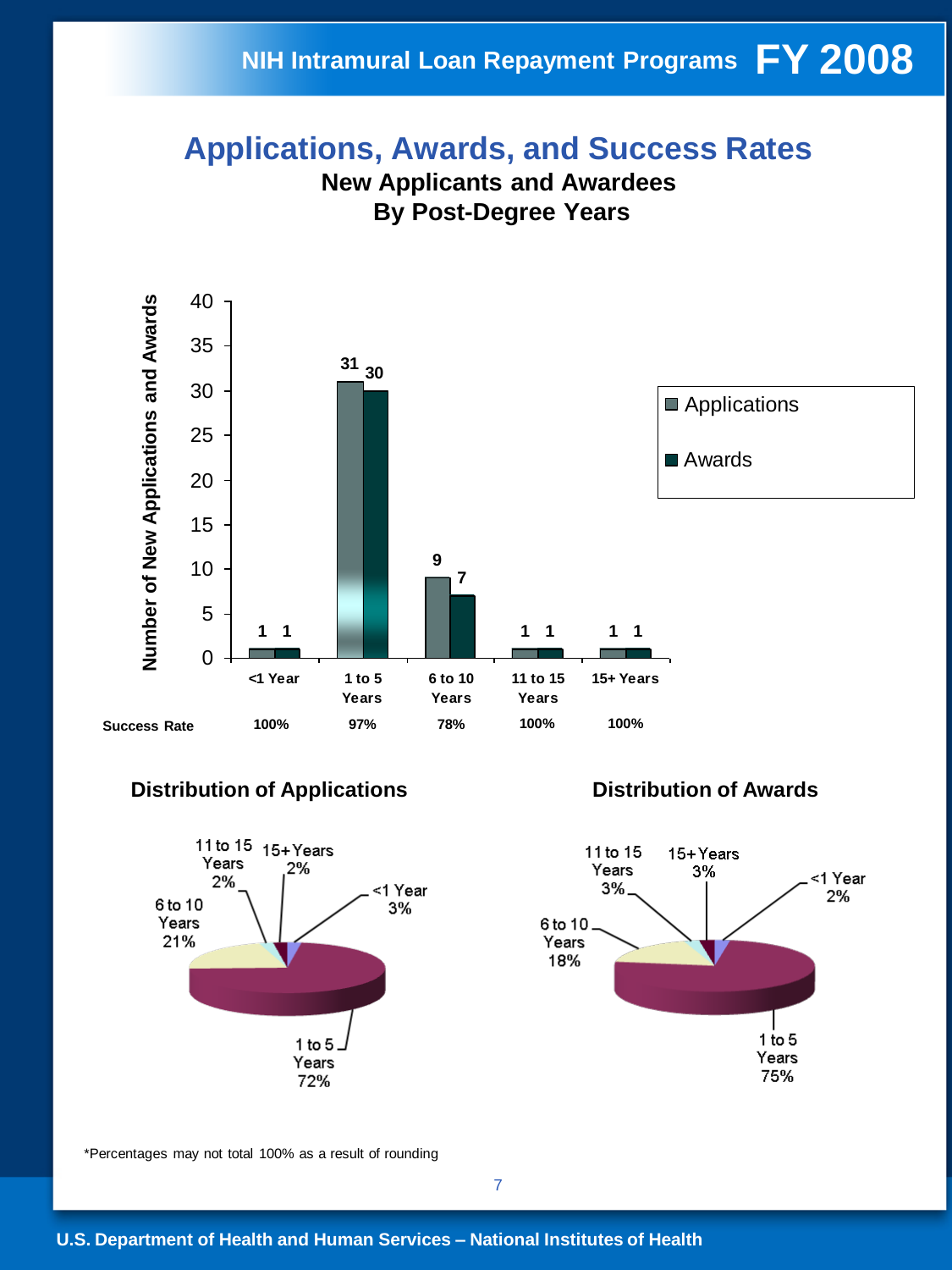# Applications, Awards, and Success Rates

## New Applicants and Awardees By Post-Degree Years

| | <1 Year | 1 to 5 Years | 6 to 10 Years | 11 to 15 Years | 15+ Years |
|---|---|---|---|---|---|
| Applications | 1 | 31 | 9 | 1 | 1 |
| Awards | 1 | 30 | 7 | 1 | 1 |
| Success Rate | 100% | 97% | 78% | 100% | 100% |

### Distribution of Applications

| Post-Degree Years | Percentage |
|---|---|
| <1 Year | 3% |
| 1 to 5 Years | 72% |
| 6 to 10 Years | 21% |
| 11 to 15 Years | 2% |
| 15+ Years | 2% |

### Distribution of Awards

| Post-Degree Years | Percentage |
|---|---|
| <1 Year | 2% |
| 1 to 5 Years | 75% |
| 6 to 10 Years | 18% |
| 11 to 15 Years | 3% |
| 15+ Years | 3% |

*Percentages may not total 100% as a result of rounding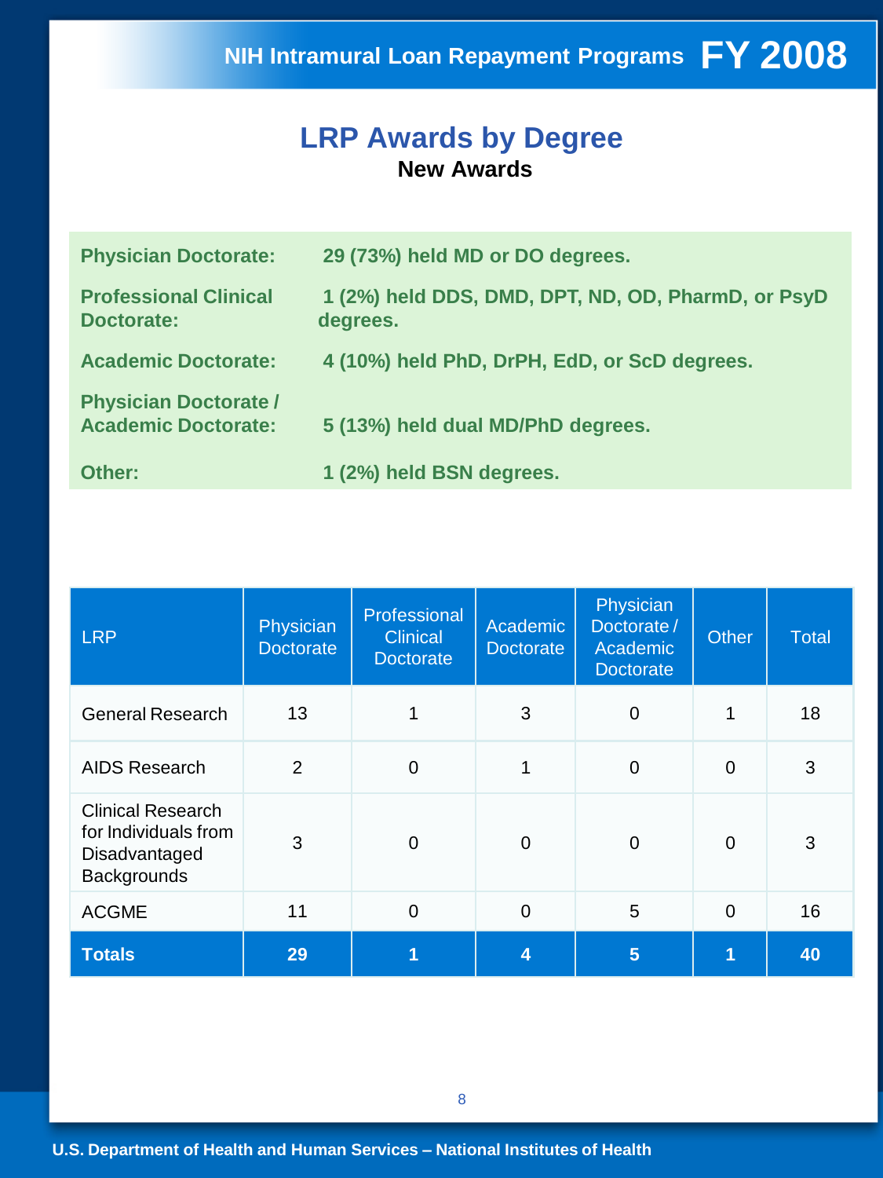## LRP Awards by Degree

### New Awards

**Physician Doctorate:** 29 (73%) held MD or DO degrees.

**Professional Clinical Doctorate:** 1 (2%) held DDS, DMD, DPT, ND, OD, PharmD, or PsyD degrees.

**Academic Doctorate:** 4 (10%) held PhD, DrPH, EdD, or ScD degrees.

**Physician Doctorate / Academic Doctorate:** 5 (13%) held dual MD/PhD degrees.

**Other:** 1 (2%) held BSN degrees.

| LRP | Physician Doctorate | Professional Clinical Doctorate | Academic Doctorate | Physician Doctorate / Academic Doctorate | Other | Total |
|---|---|---|---|---|---|---|
| General Research | 13 | 1 | 3 | 0 | 1 | 18 |
| AIDS Research | 2 | 0 | 1 | 0 | 0 | 3 |
| Clinical Research for Individuals from Disadvantaged Backgrounds | 3 | 0 | 0 | 0 | 0 | 3 |
| ACGME | 11 | 0 | 0 | 5 | 0 | 16 |
| **Totals** | **29** | **1** | **4** | **5** | **1** | **40** |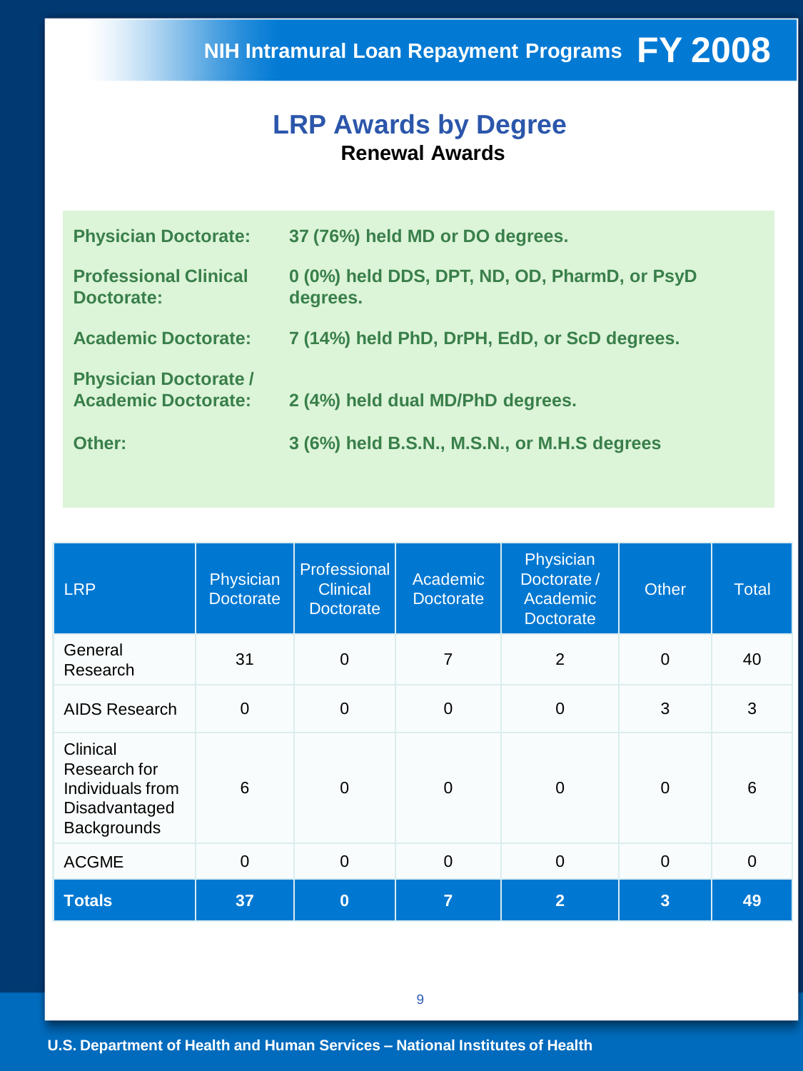# LRP Awards by Degree

## Renewal Awards

**Physician Doctorate:** 37 (76%) held MD or DO degrees.

**Professional Clinical Doctorate:** 0 (0%) held DDS, DPT, ND, OD, PharmD, or PsyD degrees.

**Academic Doctorate:** 7 (14%) held PhD, DrPH, EdD, or ScD degrees.

**Physician Doctorate / Academic Doctorate:** 2 (4%) held dual MD/PhD degrees.

**Other:** 3 (6%) held B.S.N., M.S.N., or M.H.S degrees

| LRP | Physician Doctorate | Professional Clinical Doctorate | Academic Doctorate | Physician Doctorate / Academic Doctorate | Other | Total |
|---|---|---|---|---|---|---|
| General Research | 31 | 0 | 7 | 2 | 0 | 40 |
| AIDS Research | 0 | 0 | 0 | 0 | 3 | 3 |
| Clinical Research for Individuals from Disadvantaged Backgrounds | 6 | 0 | 0 | 0 | 0 | 6 |
| ACGME | 0 | 0 | 0 | 0 | 0 | 0 |
| **Totals** | **37** | **0** | **7** | **2** | **3** | **49** |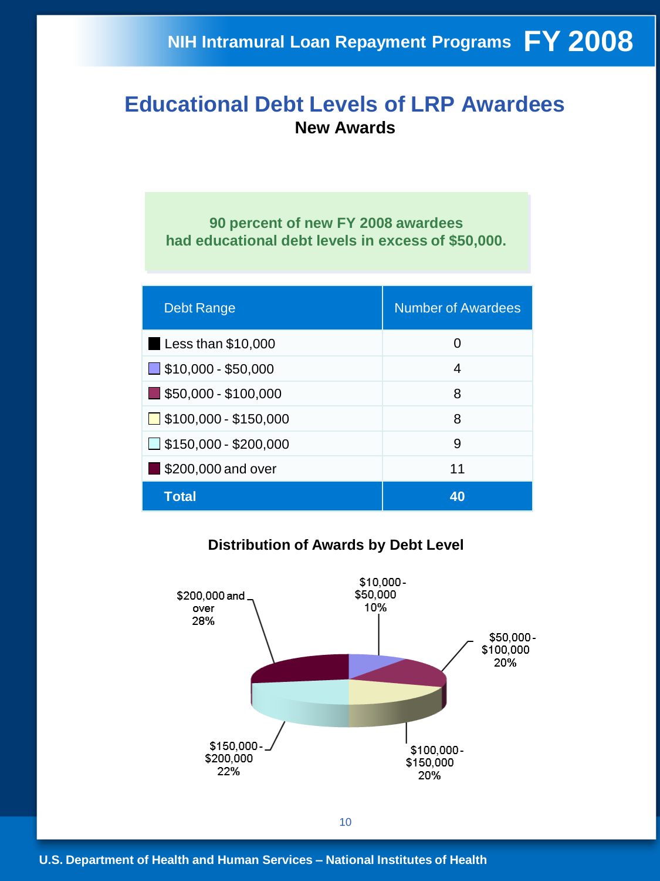## Educational Debt Levels of LRP Awardees

**New Awards**

**90 percent of new FY 2008 awardees had educational debt levels in excess of $50,000.**

| Debt Range | Number of Awardees |
|---|---|
| Less than $10,000 | 0 |
| $10,000 - $50,000 | 4 |
| $50,000 - $100,000 | 8 |
| $100,000 - $150,000 | 8 |
| $150,000 - $200,000 | 9 |
| $200,000 and over | 11 |
| **Total** | **40** |

**Distribution of Awards by Debt Level**

$10,000 - $50,000 10%

$50,000 - $100,000 20%

$100,000 - $150,000 20%

$150,000 - $200,000 22%

$200,000 and over 28%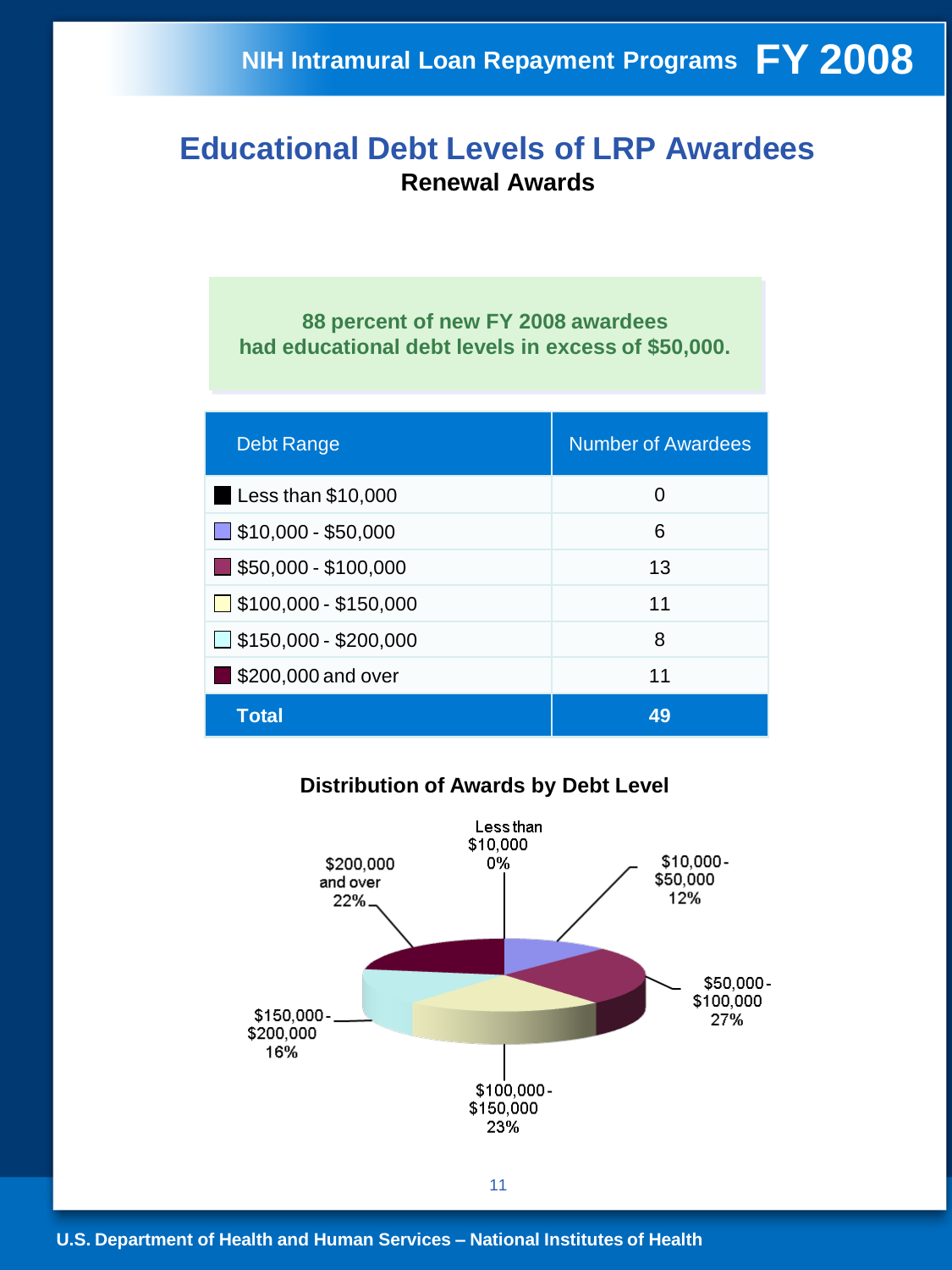# Educational Debt Levels of LRP Awardees

## Renewal Awards

**88 percent of new FY 2008 awardees had educational debt levels in excess of $50,000.**

| Debt Range | Number of Awardees |
| --- | --- |
| Less than $10,000 | 0 |
| $10,000 - $50,000 | 6 |
| $50,000 - $100,000 | 13 |
| $100,000 - $150,000 | 11 |
| $150,000 - $200,000 | 8 |
| $200,000 and over | 11 |
| **Total** | **49** |

### Distribution of Awards by Debt Level

- Less than $10,000: 0%
- $10,000 - $50,000: 12%
- $50,000 - $100,000: 27%
- $100,000 - $150,000: 23%
- $150,000 - $200,000: 16%
- $200,000 and over: 22%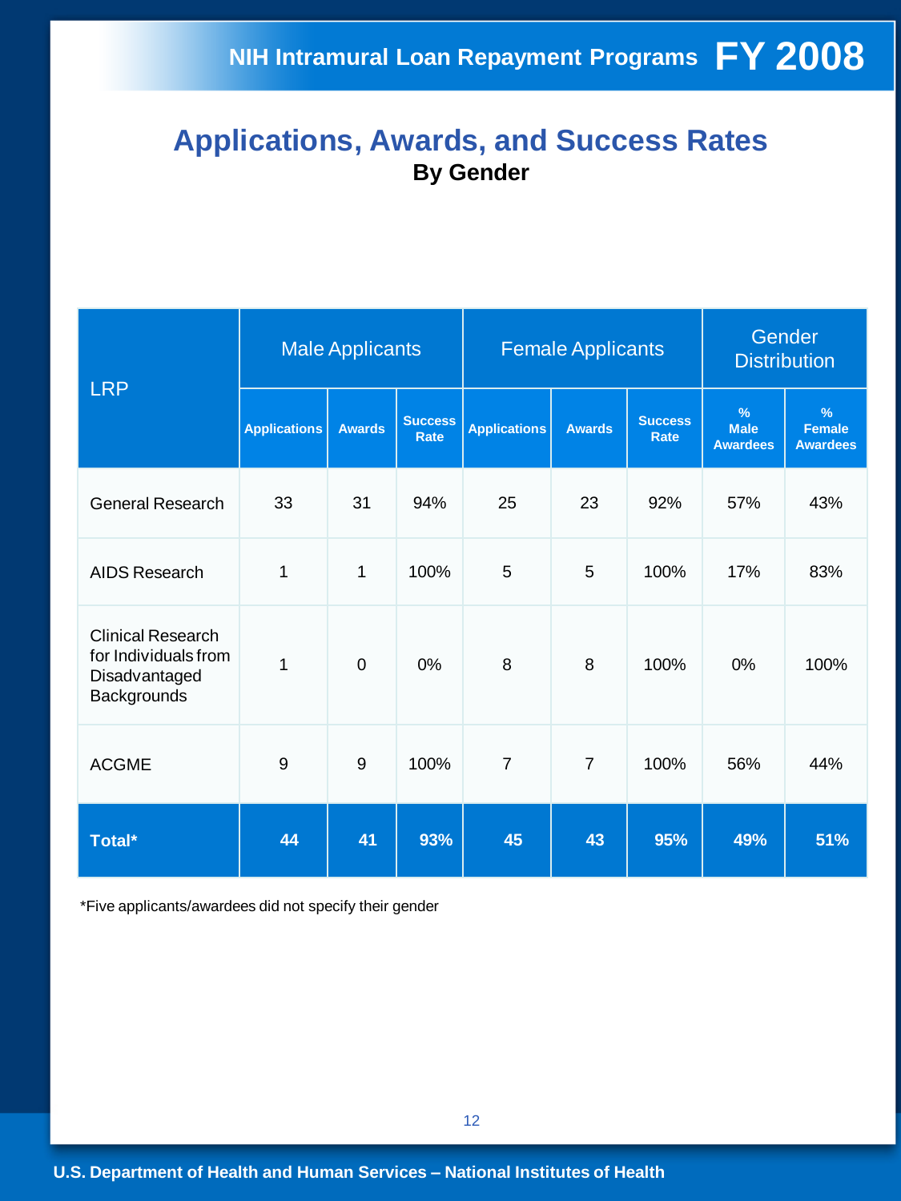# Applications, Awards, and Success Rates

**By Gender**

| LRP | Male Applicants | | | Female Applicants | | | Gender Distribution | |
|---|---|---|---|---|---|---|---|---|
| | Applications | Awards | Success Rate | Applications | Awards | Success Rate | % Male Awardees | % Female Awardees |
| General Research | 33 | 31 | 94% | 25 | 23 | 92% | 57% | 43% |
| AIDS Research | 1 | 1 | 100% | 5 | 5 | 100% | 17% | 83% |
| Clinical Research for Individuals from Disadvantaged Backgrounds | 1 | 0 | 0% | 8 | 8 | 100% | 0% | 100% |
| ACGME | 9 | 9 | 100% | 7 | 7 | 100% | 56% | 44% |
| **Total*** | **44** | **41** | **93%** | **45** | **43** | **95%** | **49%** | **51%** |

*Five applicants/awardees did not specify their gender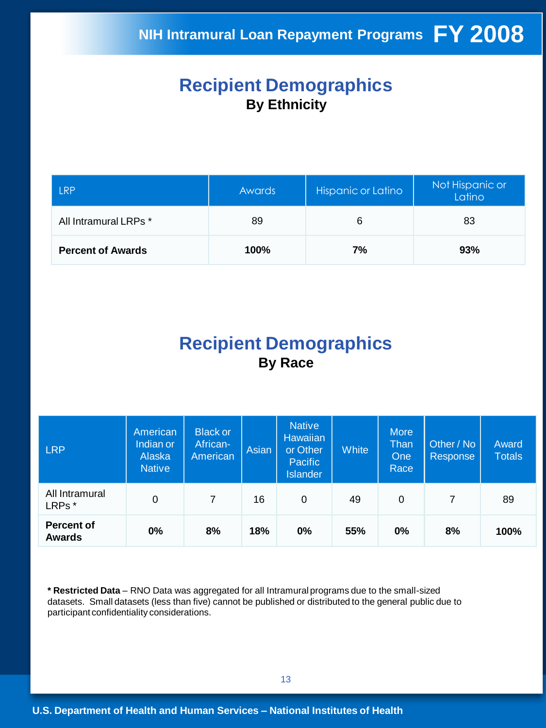# Recipient Demographics

## By Ethnicity

| LRP | Awards | Hispanic or Latino | Not Hispanic or Latino |
|---|---|---|---|
| All Intramural LRPs * | 89 | 6 | 83 |
| **Percent of Awards** | **100%** | **7%** | **93%** |

# Recipient Demographics

## By Race

| LRP | American Indian or Alaska Native | Black or African-American | Asian | Native Hawaiian or Other Pacific Islander | White | More Than One Race | Other / No Response | Award Totals |
|---|---|---|---|---|---|---|---|---|
| All Intramural LRPs * | 0 | 7 | 16 | 0 | 49 | 0 | 7 | 89 |
| **Percent of Awards** | **0%** | **8%** | **18%** | **0%** | **55%** | **0%** | **8%** | **100%** |

**\* Restricted Data** – RNO Data was aggregated for all Intramural programs due to the small-sized datasets. Small datasets (less than five) cannot be published or distributed to the general public due to participant confidentiality considerations.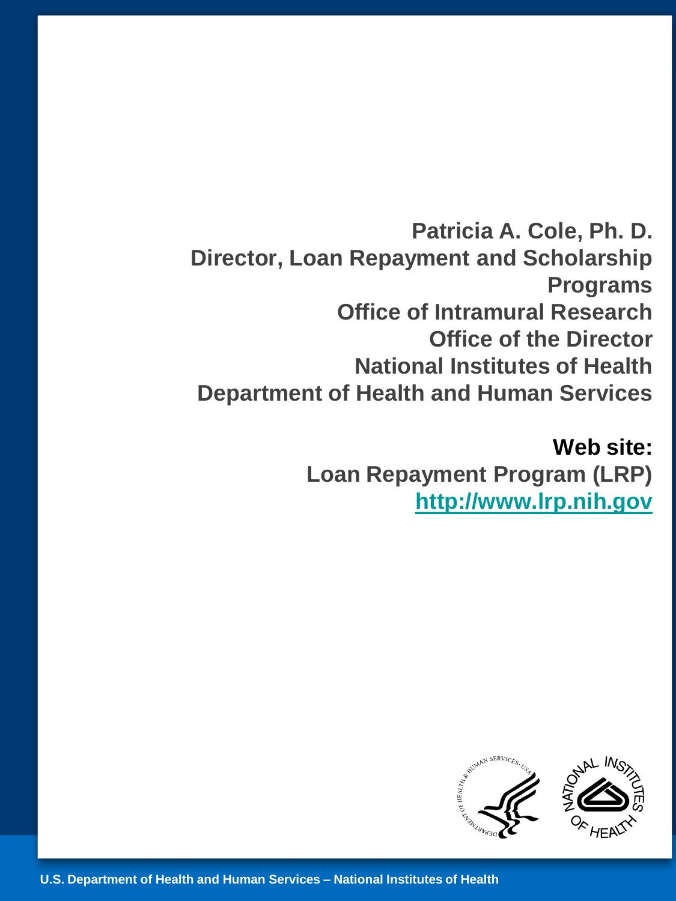**Patricia A. Cole, Ph. D.**
**Director, Loan Repayment and Scholarship Programs**
**Office of Intramural Research**
**Office of the Director**
**National Institutes of Health**
**Department of Health and Human Services**

**Web site:**
**Loan Repayment Program (LRP)**
**http://www.lrp.nih.gov**